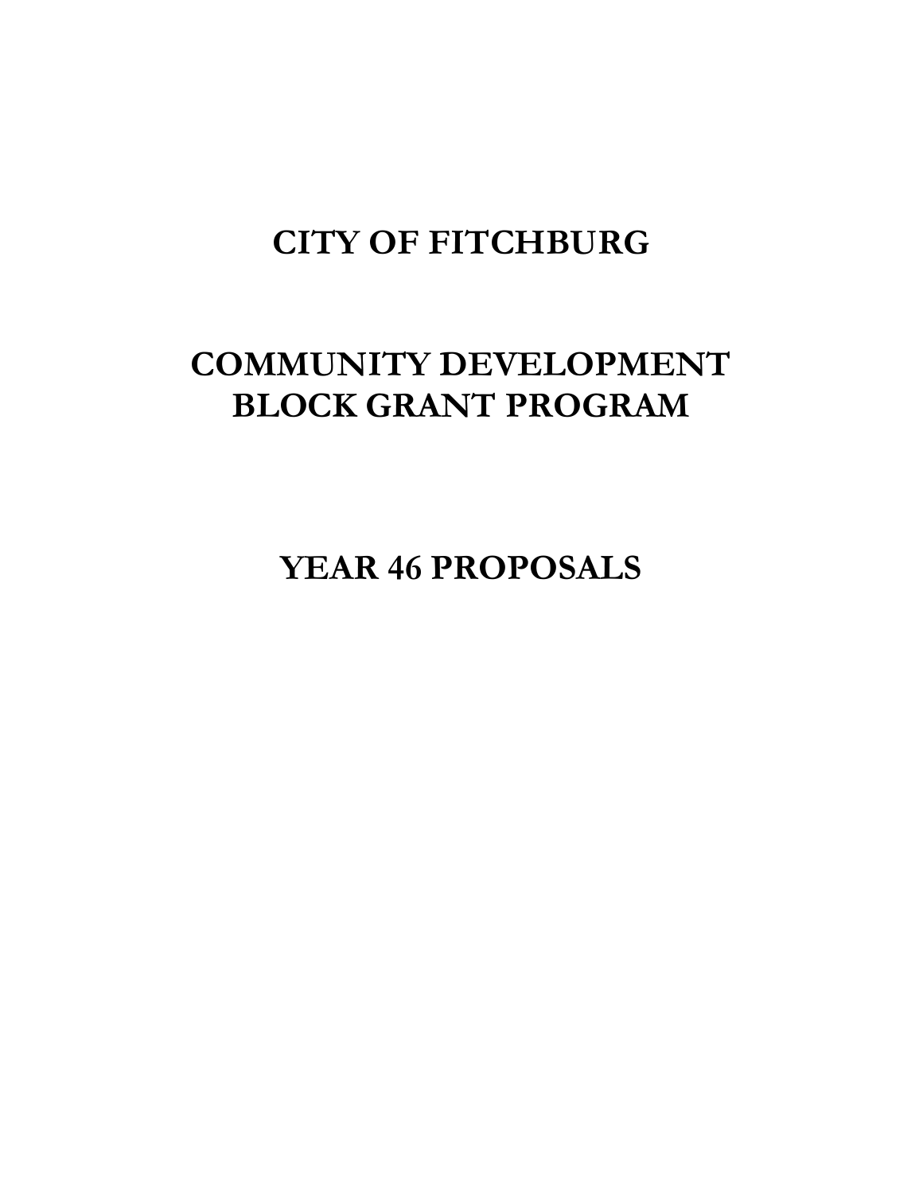# CITY OF FITCHBURG

# COMMUNITY DEVELOPMENT BLOCK GRANT PROGRAM

# YEAR 46 PROPOSALS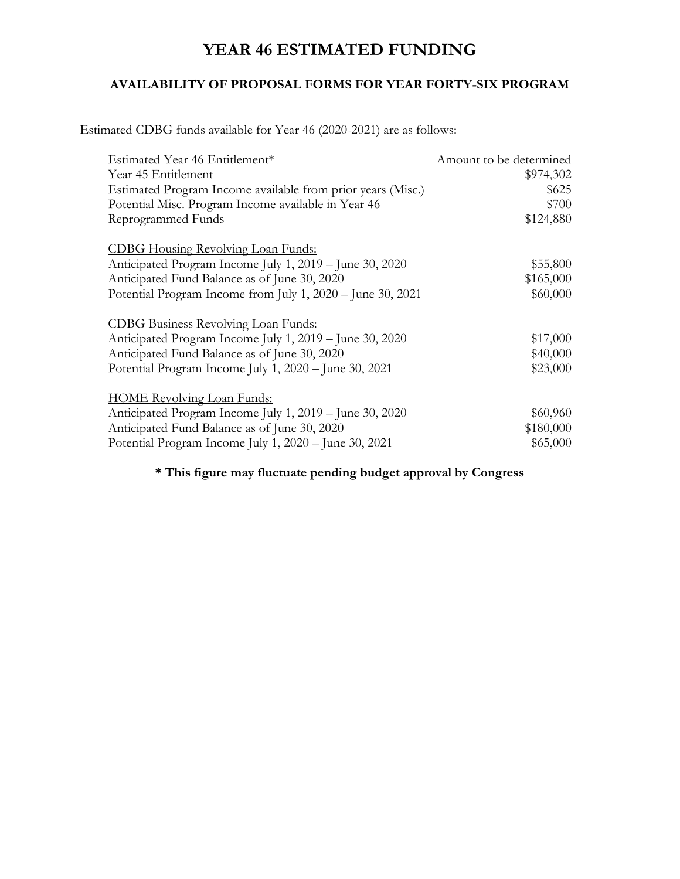# YEAR 46 ESTIMATED FUNDING

### AVAILABILITY OF PROPOSAL FORMS FOR YEAR FORTY-SIX PROGRAM

Estimated CDBG funds available for Year 46 (2020-2021) are as follows:

| | |
|---|---:|
| Estimated Year 46 Entitlement* | Amount to be determined |
| Year 45 Entitlement | $974,302 |
| Estimated Program Income available from prior years (Misc.) | $625 |
| Potential Misc. Program Income available in Year 46 | $700 |
| Reprogrammed Funds | $124,880 |
| | |
| <u>CDBG Housing Revolving Loan Funds:</u> | |
| Anticipated Program Income July 1, 2019 – June 30, 2020 | $55,800 |
| Anticipated Fund Balance as of June 30, 2020 | $165,000 |
| Potential Program Income from July 1, 2020 – June 30, 2021 | $60,000 |
| | |
| <u>CDBG Business Revolving Loan Funds:</u> | |
| Anticipated Program Income July 1, 2019 – June 30, 2020 | $17,000 |
| Anticipated Fund Balance as of June 30, 2020 | $40,000 |
| Potential Program Income July 1, 2020 – June 30, 2021 | $23,000 |
| | |
| <u>HOME Revolving Loan Funds:</u> | |
| Anticipated Program Income July 1, 2019 – June 30, 2020 | $60,960 |
| Anticipated Fund Balance as of June 30, 2020 | $180,000 |
| Potential Program Income July 1, 2020 – June 30, 2021 | $65,000 |

**\* This figure may fluctuate pending budget approval by Congress**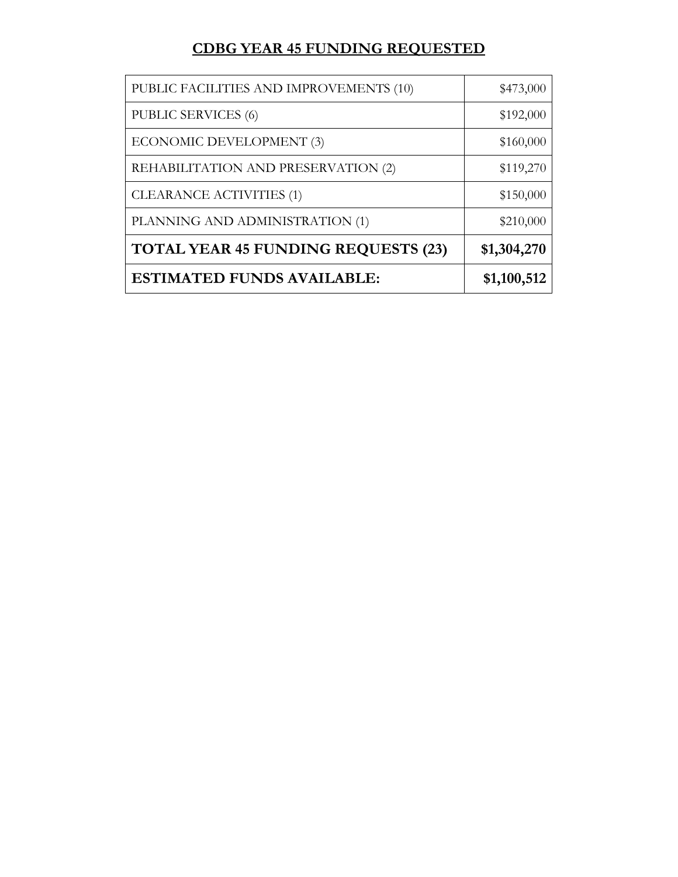# CDBG YEAR 45 FUNDING REQUESTED

| | |
|---|---|
| PUBLIC FACILITIES AND IMPROVEMENTS (10) | $473,000 |
| PUBLIC SERVICES (6) | $192,000 |
| ECONOMIC DEVELOPMENT (3) | $160,000 |
| REHABILITATION AND PRESERVATION (2) | $119,270 |
| CLEARANCE ACTIVITIES (1) | $150,000 |
| PLANNING AND ADMINISTRATION (1) | $210,000 |
| **TOTAL YEAR 45 FUNDING REQUESTS (23)** | **$1,304,270** |
| **ESTIMATED FUNDS AVAILABLE:** | **$1,100,512** |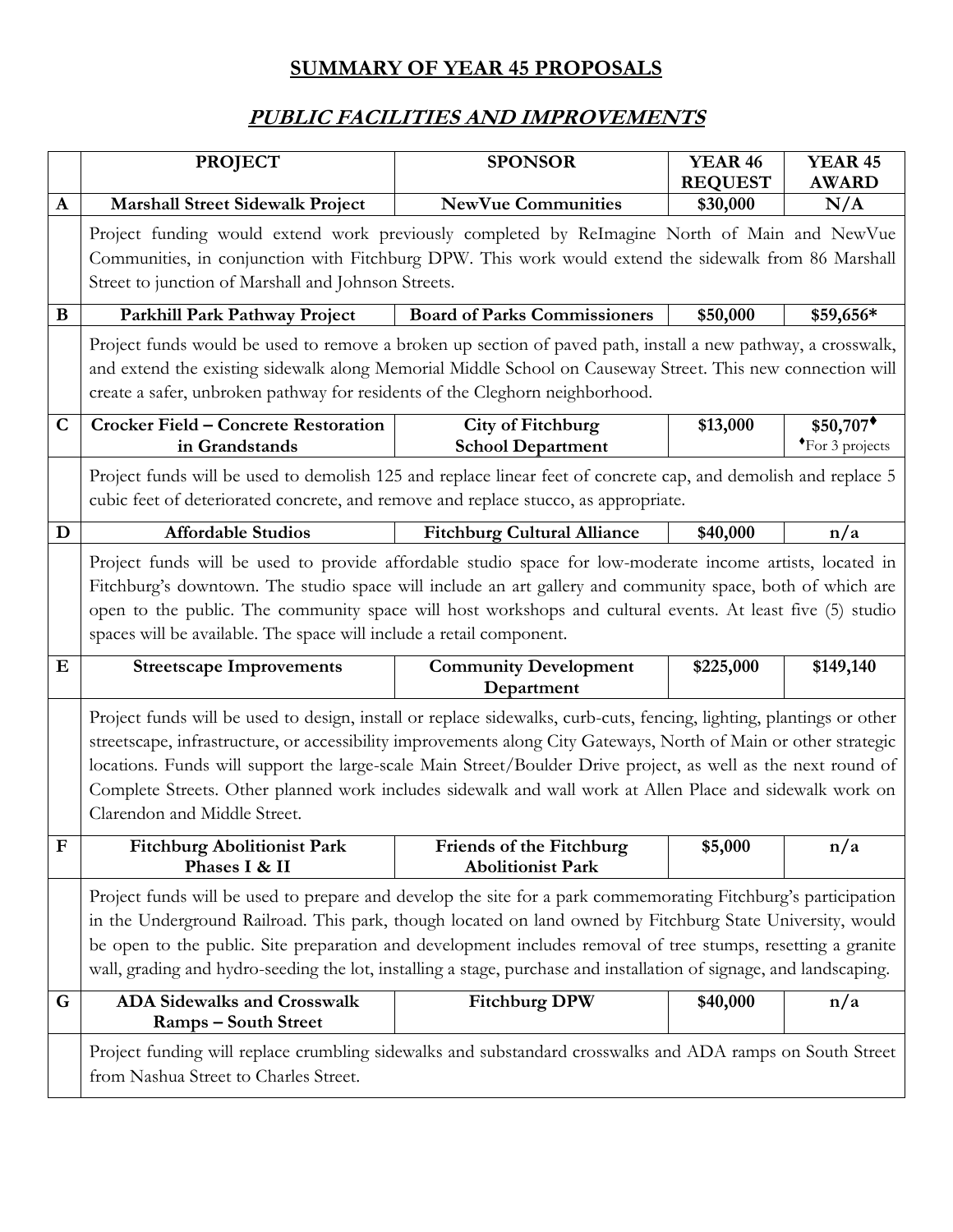## SUMMARY OF YEAR 45 PROPOSALS

## *PUBLIC FACILITIES AND IMPROVEMENTS*

| | PROJECT | SPONSOR | YEAR 46 REQUEST | YEAR 45 AWARD |
|---|---|---|---|---|
| **A** | **Marshall Street Sidewalk Project** | **NewVue Communities** | **$30,000** | **N/A** |
| | Project funding would extend work previously completed by ReImagine North of Main and NewVue Communities, in conjunction with Fitchburg DPW. This work would extend the sidewalk from 86 Marshall Street to junction of Marshall and Johnson Streets. | | | |
| **B** | **Parkhill Park Pathway Project** | **Board of Parks Commissioners** | **$50,000** | **$59,656*** |
| | Project funds would be used to remove a broken up section of paved path, install a new pathway, a crosswalk, and extend the existing sidewalk along Memorial Middle School on Causeway Street. This new connection will create a safer, unbroken pathway for residents of the Cleghorn neighborhood. | | | |
| **C** | **Crocker Field – Concrete Restoration in Grandstands** | **City of Fitchburg School Department** | **$13,000** | **$50,707♦** ♦For 3 projects |
| | Project funds will be used to demolish 125 and replace linear feet of concrete cap, and demolish and replace 5 cubic feet of deteriorated concrete, and remove and replace stucco, as appropriate. | | | |
| **D** | **Affordable Studios** | **Fitchburg Cultural Alliance** | **$40,000** | **n/a** |
| | Project funds will be used to provide affordable studio space for low-moderate income artists, located in Fitchburg's downtown. The studio space will include an art gallery and community space, both of which are open to the public. The community space will host workshops and cultural events. At least five (5) studio spaces will be available. The space will include a retail component. | | | |
| **E** | **Streetscape Improvements** | **Community Development Department** | **$225,000** | **$149,140** |
| | Project funds will be used to design, install or replace sidewalks, curb-cuts, fencing, lighting, plantings or other streetscape, infrastructure, or accessibility improvements along City Gateways, North of Main or other strategic locations. Funds will support the large-scale Main Street/Boulder Drive project, as well as the next round of Complete Streets. Other planned work includes sidewalk and wall work at Allen Place and sidewalk work on Clarendon and Middle Street. | | | |
| **F** | **Fitchburg Abolitionist Park Phases I & II** | **Friends of the Fitchburg Abolitionist Park** | **$5,000** | **n/a** |
| | Project funds will be used to prepare and develop the site for a park commemorating Fitchburg's participation in the Underground Railroad. This park, though located on land owned by Fitchburg State University, would be open to the public. Site preparation and development includes removal of tree stumps, resetting a granite wall, grading and hydro-seeding the lot, installing a stage, purchase and installation of signage, and landscaping. | | | |
| **G** | **ADA Sidewalks and Crosswalk Ramps – South Street** | **Fitchburg DPW** | **$40,000** | **n/a** |
| | Project funding will replace crumbling sidewalks and substandard crosswalks and ADA ramps on South Street from Nashua Street to Charles Street. | | | |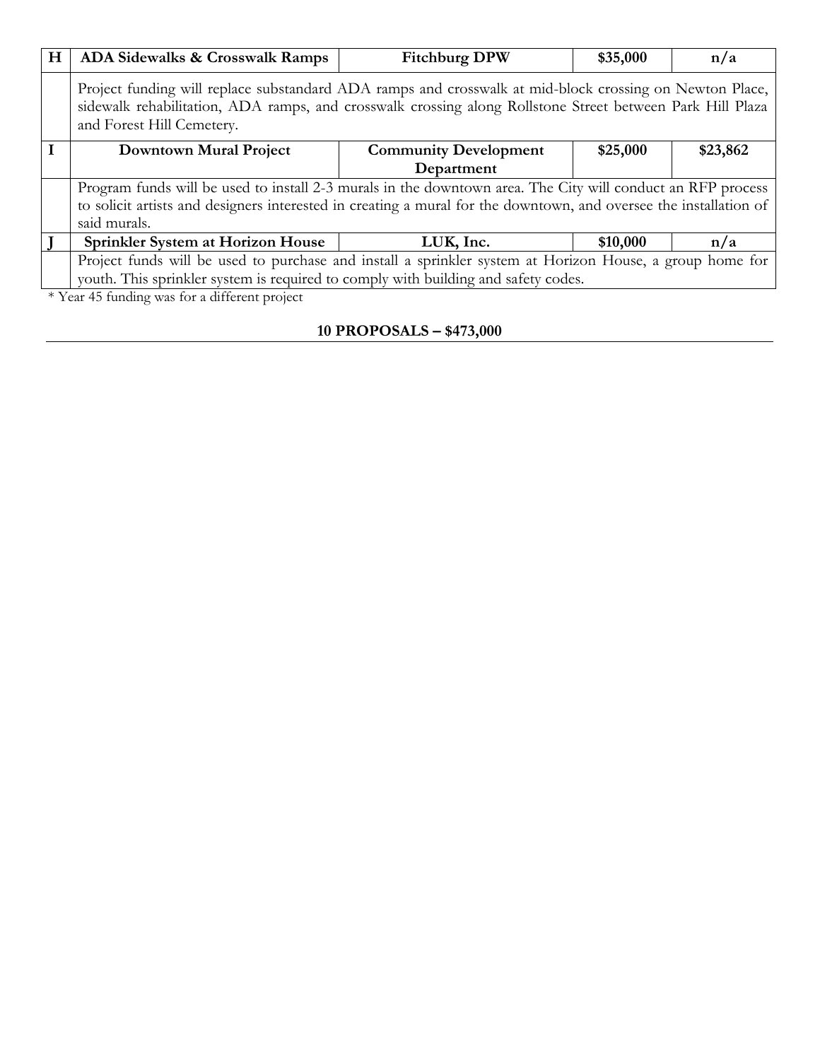| H | ADA Sidewalks & Crosswalk Ramps | Fitchburg DPW | $35,000 | n/a |
|---|---|---|---|---|
| | Project funding will replace substandard ADA ramps and crosswalk at mid-block crossing on Newton Place, sidewalk rehabilitation, ADA ramps, and crosswalk crossing along Rollstone Street between Park Hill Plaza and Forest Hill Cemetery. | | | |
| **I** | **Downtown Mural Project** | **Community Development Department** | **$25,000** | **$23,862** |
| | Program funds will be used to install 2-3 murals in the downtown area. The City will conduct an RFP process to solicit artists and designers interested in creating a mural for the downtown, and oversee the installation of said murals. | | | |
| **J** | **Sprinkler System at Horizon House** | **LUK, Inc.** | **$10,000** | **n/a** |
| | Project funds will be used to purchase and install a sprinkler system at Horizon House, a group home for youth. This sprinkler system is required to comply with building and safety codes. | | | |

* Year 45 funding was for a different project

**10 PROPOSALS – $473,000**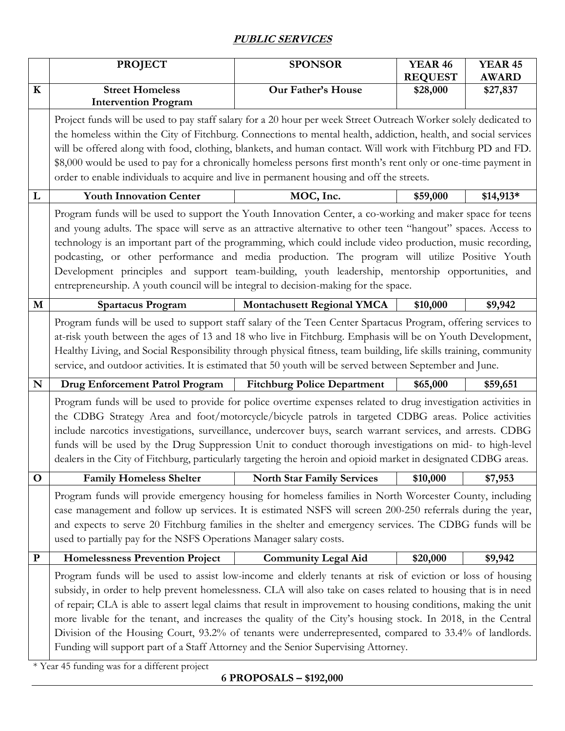# ***PUBLIC SERVICES***

| | PROJECT | SPONSOR | YEAR 46 REQUEST | YEAR 45 AWARD |
|---|---|---|---|---|
| **K** | **Street Homeless Intervention Program** | **Our Father's House** | **$28,000** | **$27,837** |
| | Project funds will be used to pay staff salary for a 20 hour per week Street Outreach Worker solely dedicated to the homeless within the City of Fitchburg. Connections to mental health, addiction, health, and social services will be offered along with food, clothing, blankets, and human contact. Will work with Fitchburg PD and FD. $8,000 would be used to pay for a chronically homeless persons first month's rent only or one-time payment in order to enable individuals to acquire and live in permanent housing and off the streets. | | | |
| **L** | **Youth Innovation Center** | **MOC, Inc.** | **$59,000** | **$14,913*** |
| | Program funds will be used to support the Youth Innovation Center, a co-working and maker space for teens and young adults. The space will serve as an attractive alternative to other teen "hangout" spaces. Access to technology is an important part of the programming, which could include video production, music recording, podcasting, or other performance and media production. The program will utilize Positive Youth Development principles and support team-building, youth leadership, mentorship opportunities, and entrepreneurship. A youth council will be integral to decision-making for the space. | | | |
| **M** | **Spartacus Program** | **Montachusett Regional YMCA** | **$10,000** | **$9,942** |
| | Program funds will be used to support staff salary of the Teen Center Spartacus Program, offering services to at-risk youth between the ages of 13 and 18 who live in Fitchburg. Emphasis will be on Youth Development, Healthy Living, and Social Responsibility through physical fitness, team building, life skills training, community service, and outdoor activities. It is estimated that 50 youth will be served between September and June. | | | |
| **N** | **Drug Enforcement Patrol Program** | **Fitchburg Police Department** | **$65,000** | **$59,651** |
| | Program funds will be used to provide for police overtime expenses related to drug investigation activities in the CDBG Strategy Area and foot/motorcycle/bicycle patrols in targeted CDBG areas. Police activities include narcotics investigations, surveillance, undercover buys, search warrant services, and arrests. CDBG funds will be used by the Drug Suppression Unit to conduct thorough investigations on mid- to high-level dealers in the City of Fitchburg, particularly targeting the heroin and opioid market in designated CDBG areas. | | | |
| **O** | **Family Homeless Shelter** | **North Star Family Services** | **$10,000** | **$7,953** |
| | Program funds will provide emergency housing for homeless families in North Worcester County, including case management and follow up services. It is estimated NSFS will screen 200-250 referrals during the year, and expects to serve 20 Fitchburg families in the shelter and emergency services. The CDBG funds will be used to partially pay for the NSFS Operations Manager salary costs. | | | |
| **P** | **Homelessness Prevention Project** | **Community Legal Aid** | **$20,000** | **$9,942** |
| | Program funds will be used to assist low-income and elderly tenants at risk of eviction or loss of housing subsidy, in order to help prevent homelessness. CLA will also take on cases related to housing that is in need of repair; CLA is able to assert legal claims that result in improvement to housing conditions, making the unit more livable for the tenant, and increases the quality of the City's housing stock. In 2018, in the Central Division of the Housing Court, 93.2% of tenants were underrepresented, compared to 33.4% of landlords. Funding will support part of a Staff Attorney and the Senior Supervising Attorney. | | | |

\* Year 45 funding was for a different project

**6 PROPOSALS – $192,000**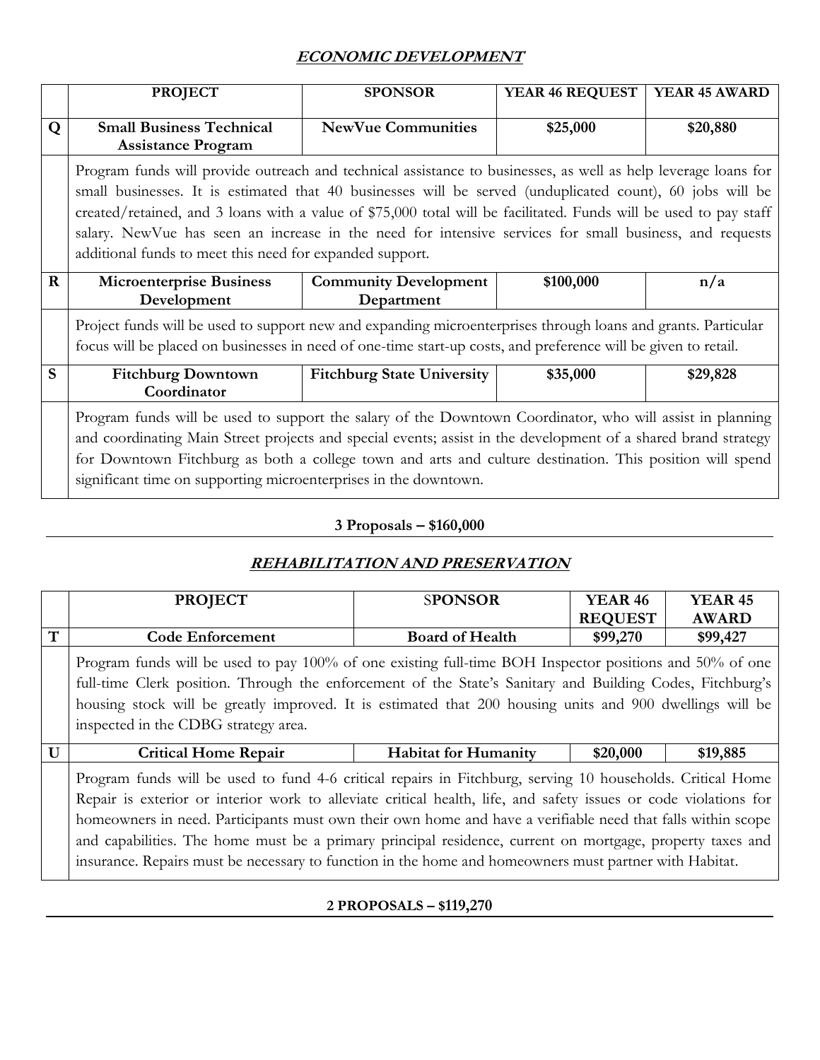## *ECONOMIC DEVELOPMENT*

| | PROJECT | SPONSOR | YEAR 46 REQUEST | YEAR 45 AWARD |
|---|---|---|---|---|
| **Q** | **Small Business Technical Assistance Program** | **NewVue Communities** | **$25,000** | **$20,880** |
| | Program funds will provide outreach and technical assistance to businesses, as well as help leverage loans for small businesses. It is estimated that 40 businesses will be served (unduplicated count), 60 jobs will be created/retained, and 3 loans with a value of $75,000 total will be facilitated. Funds will be used to pay staff salary. NewVue has seen an increase in the need for intensive services for small business, and requests additional funds to meet this need for expanded support. | | | |
| **R** | **Microenterprise Business Development** | **Community Development Department** | **$100,000** | **n/a** |
| | Project funds will be used to support new and expanding microenterprises through loans and grants. Particular focus will be placed on businesses in need of one-time start-up costs, and preference will be given to retail. | | | |
| **S** | **Fitchburg Downtown Coordinator** | **Fitchburg State University** | **$35,000** | **$29,828** |
| | Program funds will be used to support the salary of the Downtown Coordinator, who will assist in planning and coordinating Main Street projects and special events; assist in the development of a shared brand strategy for Downtown Fitchburg as both a college town and arts and culture destination. This position will spend significant time on supporting microenterprises in the downtown. | | | |

**3 Proposals – $160,000**

## *REHABILITATION AND PRESERVATION*

| | PROJECT | SPONSOR | YEAR 46 REQUEST | YEAR 45 AWARD |
|---|---|---|---|---|
| **T** | **Code Enforcement** | **Board of Health** | **$99,270** | **$99,427** |
| | Program funds will be used to pay 100% of one existing full-time BOH Inspector positions and 50% of one full-time Clerk position. Through the enforcement of the State's Sanitary and Building Codes, Fitchburg's housing stock will be greatly improved. It is estimated that 200 housing units and 900 dwellings will be inspected in the CDBG strategy area. | | | |
| **U** | **Critical Home Repair** | **Habitat for Humanity** | **$20,000** | **$19,885** |
| | Program funds will be used to fund 4-6 critical repairs in Fitchburg, serving 10 households. Critical Home Repair is exterior or interior work to alleviate critical health, life, and safety issues or code violations for homeowners in need. Participants must own their own home and have a verifiable need that falls within scope and capabilities. The home must be a primary principal residence, current on mortgage, property taxes and insurance. Repairs must be necessary to function in the home and homeowners must partner with Habitat. | | | |

**2 PROPOSALS – $119,270**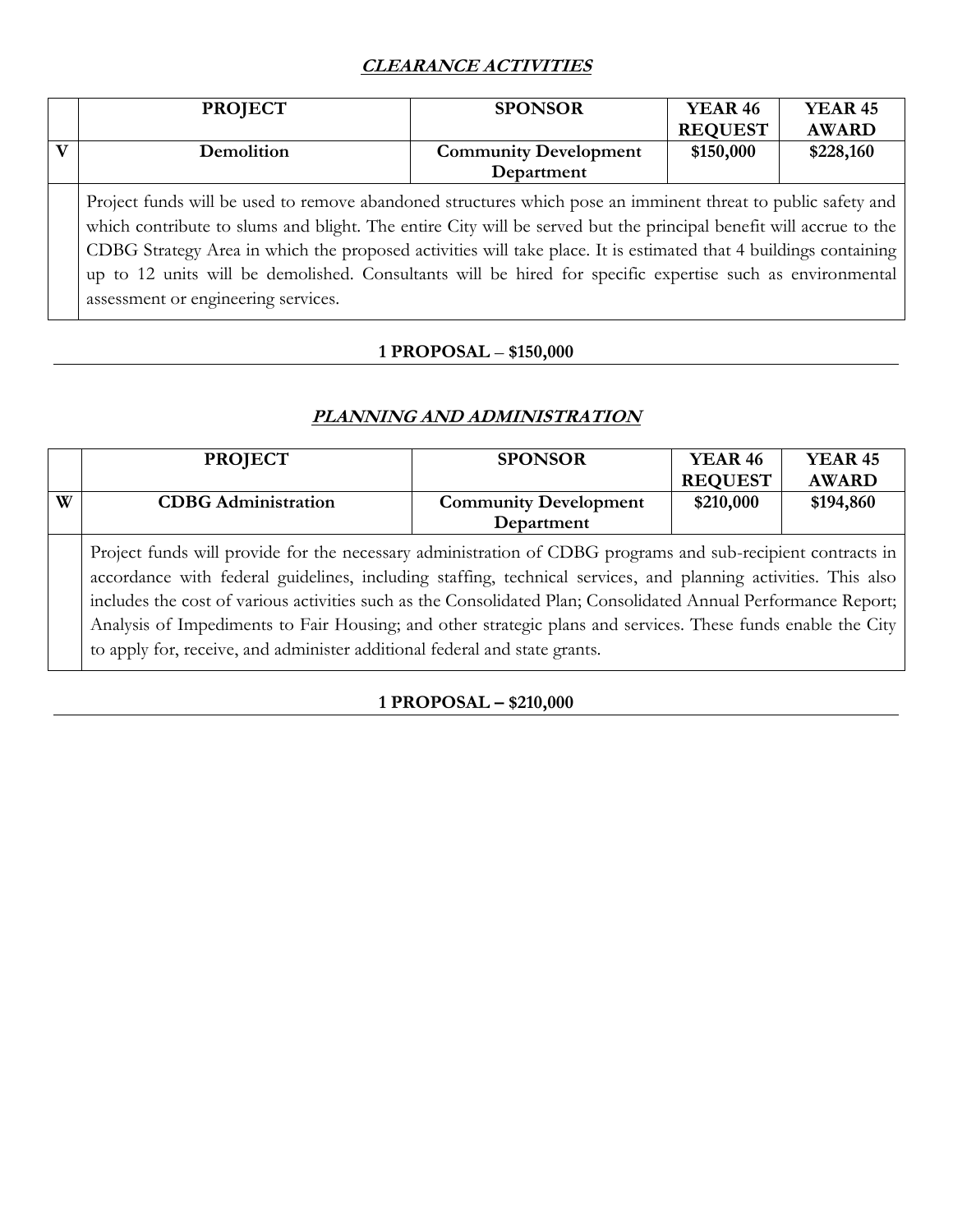## ***CLEARANCE ACTIVITIES***

| | PROJECT | SPONSOR | YEAR 46 REQUEST | YEAR 45 AWARD |
|---|---|---|---|---|
| **V** | **Demolition** | **Community Development Department** | **$150,000** | **$228,160** |
| | Project funds will be used to remove abandoned structures which pose an imminent threat to public safety and which contribute to slums and blight. The entire City will be served but the principal benefit will accrue to the CDBG Strategy Area in which the proposed activities will take place. It is estimated that 4 buildings containing up to 12 units will be demolished. Consultants will be hired for specific expertise such as environmental assessment or engineering services. | | | |

**1 PROPOSAL – $150,000**

## ***PLANNING AND ADMINISTRATION***

| | PROJECT | SPONSOR | YEAR 46 REQUEST | YEAR 45 AWARD |
|---|---|---|---|---|
| **W** | **CDBG Administration** | **Community Development Department** | **$210,000** | **$194,860** |
| | Project funds will provide for the necessary administration of CDBG programs and sub-recipient contracts in accordance with federal guidelines, including staffing, technical services, and planning activities. This also includes the cost of various activities such as the Consolidated Plan; Consolidated Annual Performance Report; Analysis of Impediments to Fair Housing; and other strategic plans and services. These funds enable the City to apply for, receive, and administer additional federal and state grants. | | | |

**1 PROPOSAL – $210,000**